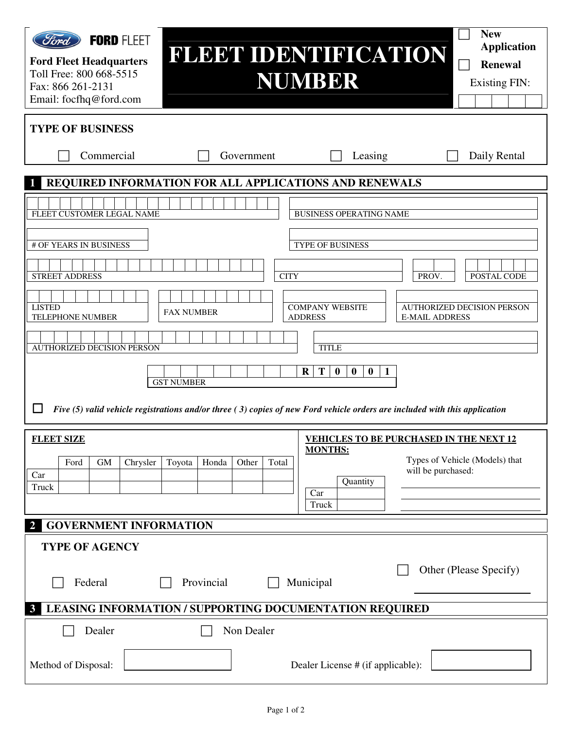FORD FLEET

**Ford Fleet Headquarters**
Toll Free: 800 668-5515
Fax: 866 261-2131
Email: focfhq@ford.com

# FLEET IDENTIFICATION NUMBER

☐ **New Application**
☐ **Renewal**
Existing FIN:

## TYPE OF BUSINESS

☐ Commercial ☐ Government ☐ Leasing ☐ Daily Rental

## 1 REQUIRED INFORMATION FOR ALL APPLICATIONS AND RENEWALS

FLEET CUSTOMER LEGAL NAME

BUSINESS OPERATING NAME

# OF YEARS IN BUSINESS

TYPE OF BUSINESS

STREET ADDRESS

CITY

PROV.

POSTAL CODE

LISTED TELEPHONE NUMBER

FAX NUMBER

COMPANY WEBSITE ADDRESS

AUTHORIZED DECISION PERSON E-MAIL ADDRESS

AUTHORIZED DECISION PERSON

TITLE

GST NUMBER **R T 0 0 0 1**

☐ *Five (5) valid vehicle registrations and/or three ( 3) copies of new Ford vehicle orders are included with this application*

**FLEET SIZE**

| | Ford | GM | Chrysler | Toyota | Honda | Other | Total |
|---|---|---|---|---|---|---|---|
| Car | | | | | | | |
| Truck | | | | | | | |

**VEHICLES TO BE PURCHASED IN THE NEXT 12 MONTHS:**

| | Quantity |
|---|---|
| Car | |
| Truck | |

Types of Vehicle (Models) that will be purchased:

## 2 GOVERNMENT INFORMATION

**TYPE OF AGENCY**

☐ Federal ☐ Provincial ☐ Municipal ☐ Other (Please Specify) ____________

## 3 LEASING INFORMATION / SUPPORTING DOCUMENTATION REQUIRED

☐ Dealer ☐ Non Dealer

Method of Disposal:

Dealer License # (if applicable):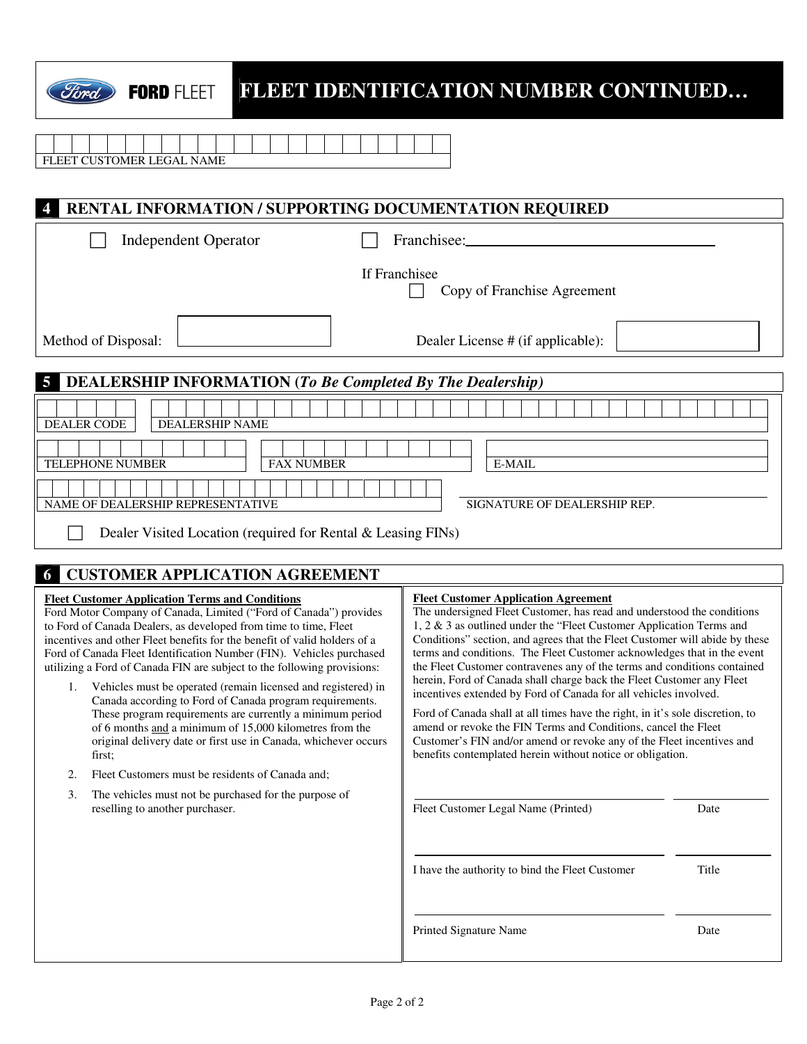# FORD FLEET — FLEET IDENTIFICATION NUMBER CONTINUED…

FLEET CUSTOMER LEGAL NAME

## 4 RENTAL INFORMATION / SUPPORTING DOCUMENTATION REQUIRED

☐ Independent Operator

☐ Franchisee: ____________________

If Franchisee

☐ Copy of Franchise Agreement

Method of Disposal: ____________________

Dealer License # (if applicable): ____________________

## 5 DEALERSHIP INFORMATION (*To Be Completed By The Dealership*)

DEALER CODE

DEALERSHIP NAME

TELEPHONE NUMBER

FAX NUMBER

E-MAIL

NAME OF DEALERSHIP REPRESENTATIVE

SIGNATURE OF DEALERSHIP REP.

☐ Dealer Visited Location (required for Rental & Leasing FINs)

## 6 CUSTOMER APPLICATION AGREEMENT

**Fleet Customer Application Terms and Conditions**

Ford Motor Company of Canada, Limited ("Ford of Canada") provides to Ford of Canada Dealers, as developed from time to time, Fleet incentives and other Fleet benefits for the benefit of valid holders of a Ford of Canada Fleet Identification Number (FIN). Vehicles purchased utilizing a Ford of Canada FIN are subject to the following provisions:

1. Vehicles must be operated (remain licensed and registered) in Canada according to Ford of Canada program requirements. These program requirements are currently a minimum period of 6 months and a minimum of 15,000 kilometres from the original delivery date or first use in Canada, whichever occurs first;
2. Fleet Customers must be residents of Canada and;
3. The vehicles must not be purchased for the purpose of reselling to another purchaser.

**Fleet Customer Application Agreement**

The undersigned Fleet Customer, has read and understood the conditions 1, 2 & 3 as outlined under the "Fleet Customer Application Terms and Conditions" section, and agrees that the Fleet Customer will abide by these terms and conditions. The Fleet Customer acknowledges that in the event the Fleet Customer contravenes any of the terms and conditions contained herein, Ford of Canada shall charge back the Fleet Customer any Fleet incentives extended by Ford of Canada for all vehicles involved.

Ford of Canada shall at all times have the right, in it's sole discretion, to amend or revoke the FIN Terms and Conditions, cancel the Fleet Customer's FIN and/or amend or revoke any of the Fleet incentives and benefits contemplated herein without notice or obligation.

Fleet Customer Legal Name (Printed) ____________________ Date ____________

I have the authority to bind the Fleet Customer ____________________ Title ____________

Printed Signature Name ____________________ Date ____________